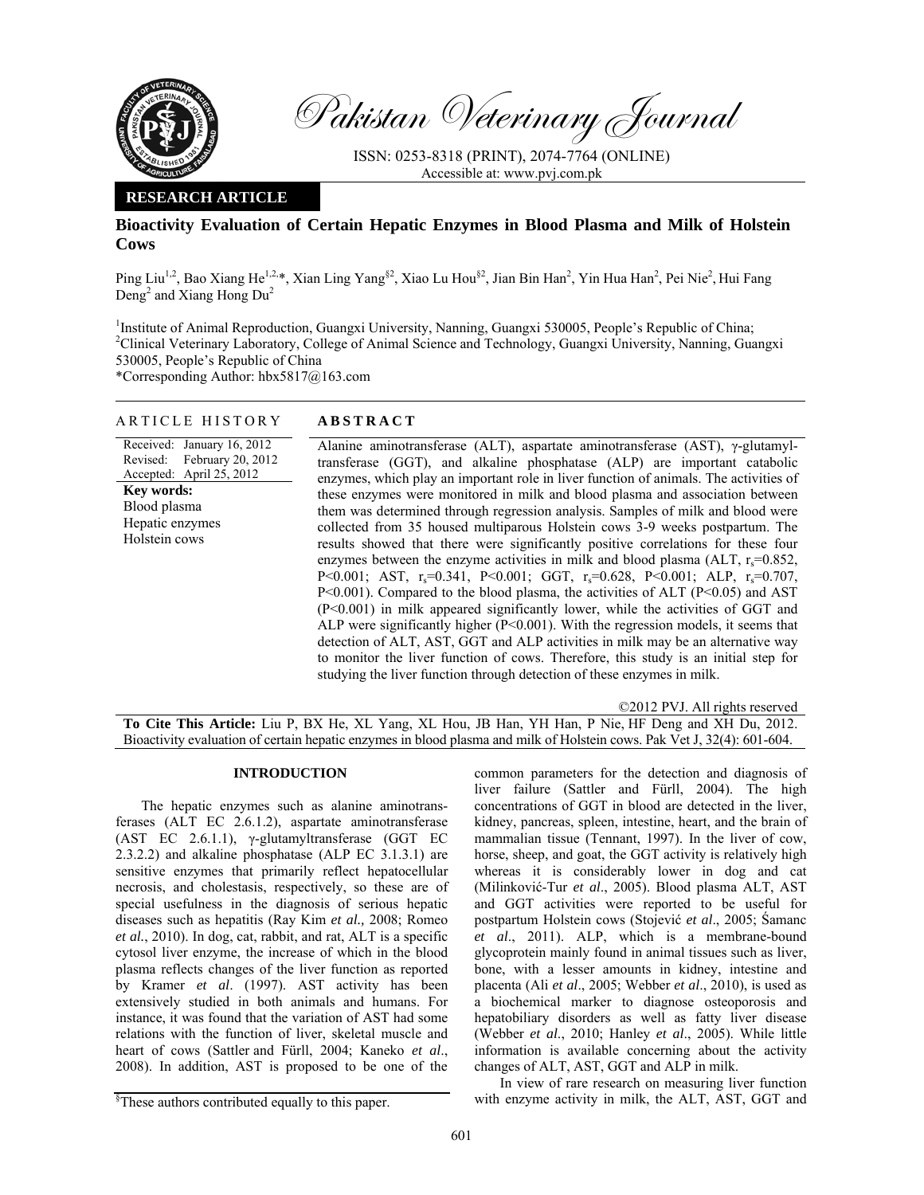Pakistan Veterinary Journal

ISSN: 0253-8318 (PRINT), 2074-7764 (ONLINE)
Accessible at: www.pvj.com.pk

**RESEARCH ARTICLE**

# Bioactivity Evaluation of Certain Hepatic Enzymes in Blood Plasma and Milk of Holstein Cows

Ping Liu[1,2], Bao Xiang He[1,2,*], Xian Ling Yang[§2], Xiao Lu Hou[§2], Jian Bin Han[2], Yin Hua Han[2], Pei Nie[2], Hui Fang Deng[2] and Xiang Hong Du[2]

[1]Institute of Animal Reproduction, Guangxi University, Nanning, Guangxi 530005, People's Republic of China;
[2]Clinical Veterinary Laboratory, College of Animal Science and Technology, Guangxi University, Nanning, Guangxi 530005, People's Republic of China
*Corresponding Author: hbx5817@163.com

## ARTICLE HISTORY

Received: January 16, 2012
Revised: February 20, 2012
Accepted: April 25, 2012

**Key words:**
Blood plasma
Hepatic enzymes
Holstein cows

## ABSTRACT

Alanine aminotransferase (ALT), aspartate aminotransferase (AST), γ-glutamyl-transferase (GGT), and alkaline phosphatase (ALP) are important catabolic enzymes, which play an important role in liver function of animals. The activities of these enzymes were monitored in milk and blood plasma and association between them was determined through regression analysis. Samples of milk and blood were collected from 35 housed multiparous Holstein cows 3-9 weeks postpartum. The results showed that there were significantly positive correlations for these four enzymes between the enzyme activities in milk and blood plasma (ALT, $r_s$=0.852, $P<0.001$; AST, $r_s$=0.341, $P<0.001$; GGT, $r_s$=0.628, $P<0.001$; ALP, $r_s$=0.707, $P<0.001$). Compared to the blood plasma, the activities of ALT ($P<0.05$) and AST ($P<0.001$) in milk appeared significantly lower, while the activities of GGT and ALP were significantly higher ($P<0.001$). With the regression models, it seems that detection of ALT, AST, GGT and ALP activities in milk may be an alternative way to monitor the liver function of cows. Therefore, this study is an initial step for studying the liver function through detection of these enzymes in milk.

©2012 PVJ. All rights reserved

**To Cite This Article:** Liu P, BX He, XL Yang, XL Hou, JB Han, YH Han, P Nie, HF Deng and XH Du, 2012. Bioactivity evaluation of certain hepatic enzymes in blood plasma and milk of Holstein cows. Pak Vet J, 32(4): 601-604.

## INTRODUCTION

The hepatic enzymes such as alanine aminotransferases (ALT EC 2.6.1.2), aspartate aminotransferase (AST EC 2.6.1.1), γ-glutamyltransferase (GGT EC 2.3.2.2) and alkaline phosphatase (ALP EC 3.1.3.1) are sensitive enzymes that primarily reflect hepatocellular necrosis, and cholestasis, respectively, so these are of special usefulness in the diagnosis of serious hepatic diseases such as hepatitis (Ray Kim *et al.,* 2008; Romeo *et al.*, 2010). In dog, cat, rabbit, and rat, ALT is a specific cytosol liver enzyme, the increase of which in the blood plasma reflects changes of the liver function as reported by Kramer *et al*. (1997). AST activity has been extensively studied in both animals and humans. For instance, it was found that the variation of AST had some relations with the function of liver, skeletal muscle and heart of cows (Sattler and Fürll, 2004; Kaneko *et al*., 2008). In addition, AST is proposed to be one of the common parameters for the detection and diagnosis of liver failure (Sattler and Fürll, 2004). The high concentrations of GGT in blood are detected in the liver, kidney, pancreas, spleen, intestine, heart, and the brain of mammalian tissue (Tennant, 1997). In the liver of cow, horse, sheep, and goat, the GGT activity is relatively high whereas it is considerably lower in dog and cat (Milinković-Tur *et al*., 2005). Blood plasma ALT, AST and GGT activities were reported to be useful for postpartum Holstein cows (Stojević *et al*., 2005; Šamanc *et al*., 2011). ALP, which is a membrane-bound glycoprotein mainly found in animal tissues such as liver, bone, with a lesser amounts in kidney, intestine and placenta (Ali *et al*., 2005; Webber *et al*., 2010), is used as a biochemical marker to diagnose osteoporosis and hepatobiliary disorders as well as fatty liver disease (Webber *et al*., 2010; Hanley *et al*., 2005). While little information is available concerning about the activity changes of ALT, AST, GGT and ALP in milk.

In view of rare research on measuring liver function with enzyme activity in milk, the ALT, AST, GGT and

[§]These authors contributed equally to this paper.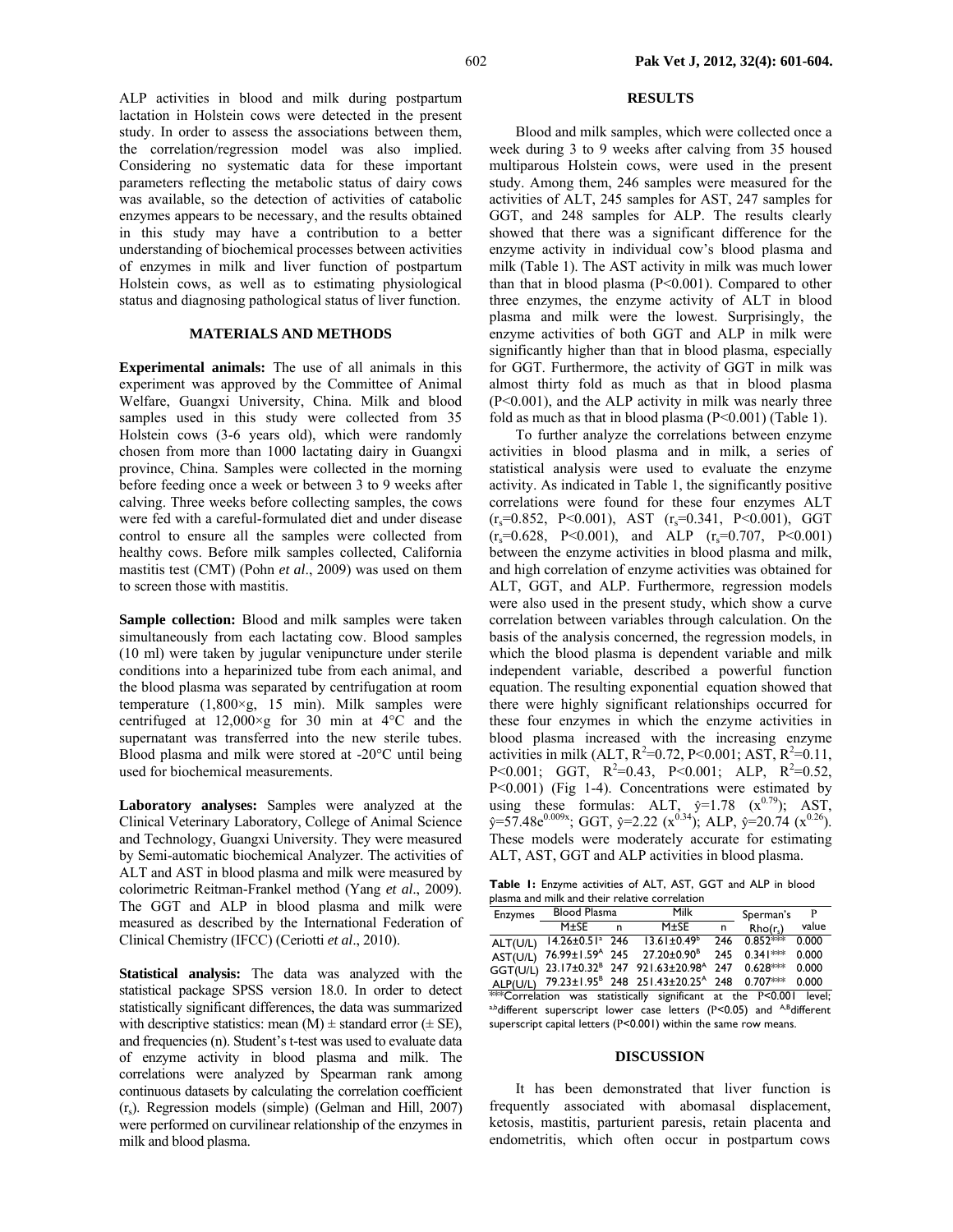ALP activities in blood and milk during postpartum lactation in Holstein cows were detected in the present study. In order to assess the associations between them, the correlation/regression model was also implied. Considering no systematic data for these important parameters reflecting the metabolic status of dairy cows was available, so the detection of activities of catabolic enzymes appears to be necessary, and the results obtained in this study may have a contribution to a better understanding of biochemical processes between activities of enzymes in milk and liver function of postpartum Holstein cows, as well as to estimating physiological status and diagnosing pathological status of liver function.

## MATERIALS AND METHODS

**Experimental animals:** The use of all animals in this experiment was approved by the Committee of Animal Welfare, Guangxi University, China. Milk and blood samples used in this study were collected from 35 Holstein cows (3-6 years old), which were randomly chosen from more than 1000 lactating dairy in Guangxi province, China. Samples were collected in the morning before feeding once a week or between 3 to 9 weeks after calving. Three weeks before collecting samples, the cows were fed with a careful-formulated diet and under disease control to ensure all the samples were collected from healthy cows. Before milk samples collected, California mastitis test (CMT) (Pohn *et al*., 2009) was used on them to screen those with mastitis.

**Sample collection:** Blood and milk samples were taken simultaneously from each lactating cow. Blood samples (10 ml) were taken by jugular venipuncture under sterile conditions into a heparinized tube from each animal, and the blood plasma was separated by centrifugation at room temperature (1,800×g, 15 min). Milk samples were centrifuged at 12,000×g for 30 min at 4°C and the supernatant was transferred into the new sterile tubes. Blood plasma and milk were stored at -20°C until being used for biochemical measurements.

**Laboratory analyses:** Samples were analyzed at the Clinical Veterinary Laboratory, College of Animal Science and Technology, Guangxi University. They were measured by Semi-automatic biochemical Analyzer. The activities of ALT and AST in blood plasma and milk were measured by colorimetric Reitman-Frankel method (Yang *et al*., 2009). The GGT and ALP in blood plasma and milk were measured as described by the International Federation of Clinical Chemistry (IFCC) (Ceriotti *et al*., 2010).

**Statistical analysis:** The data was analyzed with the statistical package SPSS version 18.0. In order to detect statistically significant differences, the data was summarized with descriptive statistics: mean (M) ± standard error (± SE), and frequencies (n). Student's t-test was used to evaluate data of enzyme activity in blood plasma and milk. The correlations were analyzed by Spearman rank among continuous datasets by calculating the correlation coefficient ($r_s$). Regression models (simple) (Gelman and Hill, 2007) were performed on curvilinear relationship of the enzymes in milk and blood plasma.

## RESULTS

Blood and milk samples, which were collected once a week during 3 to 9 weeks after calving from 35 housed multiparous Holstein cows, were used in the present study. Among them, 246 samples were measured for the activities of ALT, 245 samples for AST, 247 samples for GGT, and 248 samples for ALP. The results clearly showed that there was a significant difference for the enzyme activity in individual cow's blood plasma and milk (Table 1). The AST activity in milk was much lower than that in blood plasma (P<0.001). Compared to other three enzymes, the enzyme activity of ALT in blood plasma and milk were the lowest. Surprisingly, the enzyme activities of both GGT and ALP in milk were significantly higher than that in blood plasma, especially for GGT. Furthermore, the activity of GGT in milk was almost thirty fold as much as that in blood plasma (P<0.001), and the ALP activity in milk was nearly three fold as much as that in blood plasma (P<0.001) (Table 1).

To further analyze the correlations between enzyme activities in blood plasma and in milk, a series of statistical analysis were used to evaluate the enzyme activity. As indicated in Table 1, the significantly positive correlations were found for these four enzymes ALT ($r_s$=0.852, P<0.001), AST ($r_s$=0.341, P<0.001), GGT ($r_s$=0.628, P<0.001), and ALP ($r_s$=0.707, P<0.001) between the enzyme activities in blood plasma and milk, and high correlation of enzyme activities was obtained for ALT, GGT, and ALP. Furthermore, regression models were also used in the present study, which show a curve correlation between variables through calculation. On the basis of the analysis concerned, the regression models, in which the blood plasma is dependent variable and milk independent variable, described a powerful function equation. The resulting exponential equation showed that there were highly significant relationships occurred for these four enzymes in which the enzyme activities in blood plasma increased with the increasing enzyme activities in milk (ALT, $R^2$=0.72, P<0.001; AST, $R^2$=0.11, P<0.001; GGT, $R^2$=0.43, P<0.001; ALP, $R^2$=0.52, P<0.001) (Fig 1-4). Concentrations were estimated by using these formulas: ALT, $\hat{y}=1.78\ (x^{0.79})$; AST, $\hat{y}=57.48e^{0.009x}$; GGT, $\hat{y}=2.22\ (x^{0.34})$; ALP, $\hat{y}=20.74\ (x^{0.26})$. These models were moderately accurate for estimating ALT, AST, GGT and ALP activities in blood plasma.

**Table 1:** Enzyme activities of ALT, AST, GGT and ALP in blood plasma and milk and their relative correlation

| Enzymes | Blood Plasma | | Milk | | Sperman's | P |
|---|---|---|---|---|---|---|
| | M±SE | n | M±SE | n | Rho($r_s$) | value |
| ALT(U/L) | 14.26±0.51[a] | 246 | 13.61±0.49[b] | 246 | 0.852*** | 0.000 |
| AST(U/L) | 76.99±1.59[A] | 245 | 27.20±0.90[B] | 245 | 0.341*** | 0.000 |
| GGT(U/L) | 23.17±0.32[B] | 247 | 921.63±20.98[A] | 247 | 0.628*** | 0.000 |
| ALP(U/L) | 79.23±1.95[B] | 248 | 251.43±20.25[A] | 248 | 0.707*** | 0.000 |

***Correlation was statistically significant at the P<0.001 level; [a,b]different superscript lower case letters (P<0.05) and [A,B]different superscript capital letters (P<0.001) within the same row means.

## DISCUSSION

It has been demonstrated that liver function is frequently associated with abomasal displacement, ketosis, mastitis, parturient paresis, retain placenta and endometritis, which often occur in postpartum cows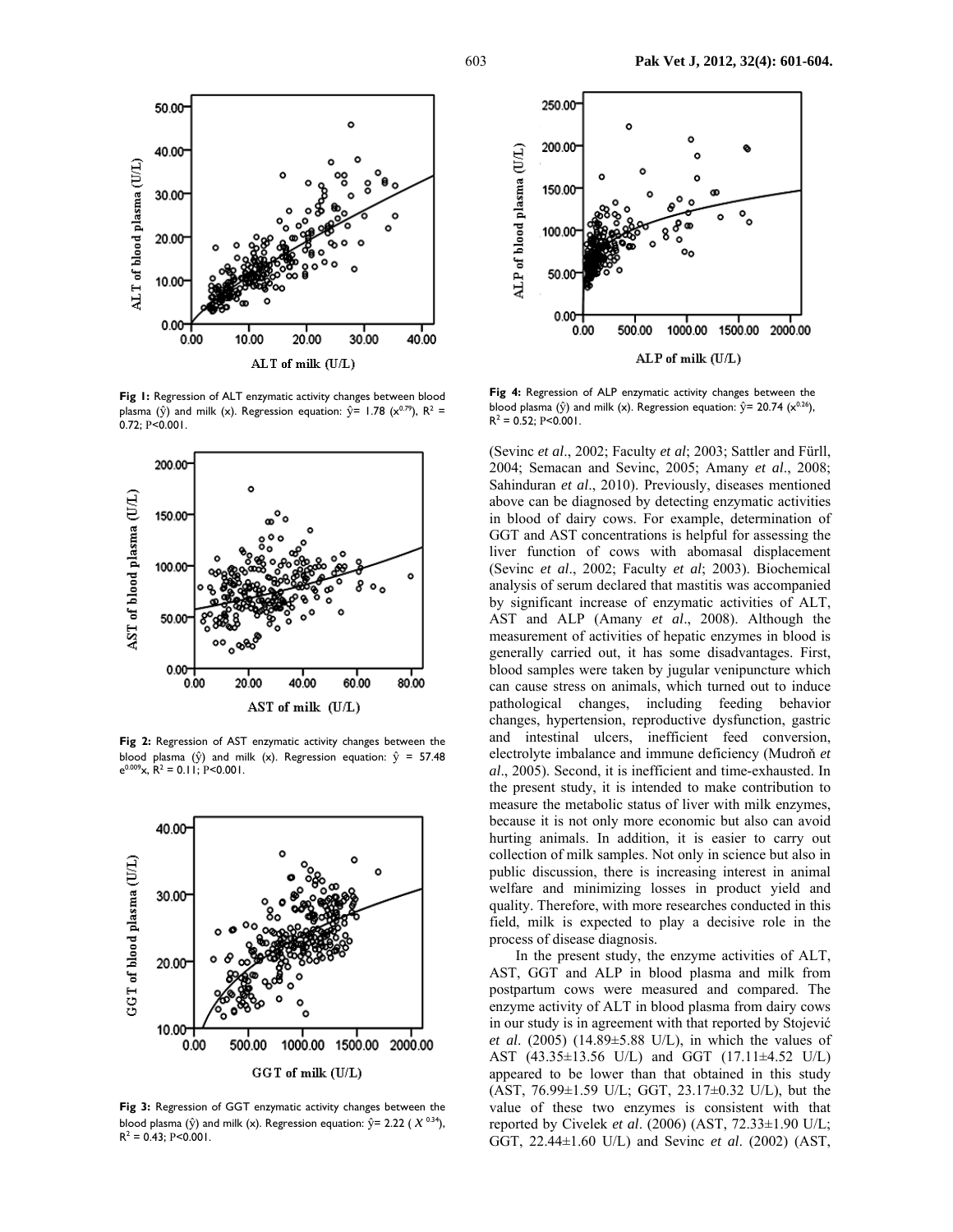ALT of blood plasma (U/L)

ALT of milk (U/L)

0.00 10.00 20.00 30.00 40.00 50.00

0.00 10.00 20.00 30.00 40.00

**Fig 1:** Regression of ALT enzymatic activity changes between blood plasma ($\hat{y}$) and milk (x). Regression equation: $\hat{y}$= 1.78 ($x^{0.79}$), $R^2$ = 0.72; P<0.001.

AST of blood plasma (U/L)

AST of milk (U/L)

0.00 50.00 100.00 150.00 200.00

0.00 20.00 40.00 60.00 80.00

**Fig 2:** Regression of AST enzymatic activity changes between the blood plasma ($\hat{y}$) and milk (x). Regression equation: $\hat{y}$ = 57.48 $e^{0.009}$x, $R^2$ = 0.11; P<0.001.

GGT of blood plasma (U/L)

GGT of milk (U/L)

10.00 20.00 30.00 40.00

0.00 500.00 1000.00 1500.00 2000.00

**Fig 3:** Regression of GGT enzymatic activity changes between the blood plasma ($\hat{y}$) and milk (x). Regression equation: $\hat{y}$= 2.22 ( $X^{0.34}$), $R^2$ = 0.43; P<0.001.

ALP of blood plasma (U/L)

ALP of milk (U/L)

0.00 50.00 100.00 150.00 200.00 250.00

0.00 500.00 1000.00 1500.00 2000.00

**Fig 4:** Regression of ALP enzymatic activity changes between the blood plasma ($\hat{y}$) and milk (x). Regression equation: $\hat{y}$= 20.74 ($x^{0.26}$), $R^2$ = 0.52; P<0.001.

(Sevinc *et al*., 2002; Faculty *et al*; 2003; Sattler and Fürll, 2004; Semacan and Sevinc, 2005; Amany *et al*., 2008; Sahinduran *et al*., 2010). Previously, diseases mentioned above can be diagnosed by detecting enzymatic activities in blood of dairy cows. For example, determination of GGT and AST concentrations is helpful for assessing the liver function of cows with abomasal displacement (Sevinc *et al*., 2002; Faculty *et al*; 2003). Biochemical analysis of serum declared that mastitis was accompanied by significant increase of enzymatic activities of ALT, AST and ALP (Amany *et al*., 2008). Although the measurement of activities of hepatic enzymes in blood is generally carried out, it has some disadvantages. First, blood samples were taken by jugular venipuncture which can cause stress on animals, which turned out to induce pathological changes, including feeding behavior changes, hypertension, reproductive dysfunction, gastric and intestinal ulcers, inefficient feed conversion, electrolyte imbalance and immune deficiency (Mudroň *et al*., 2005). Second, it is inefficient and time-exhausted. In the present study, it is intended to make contribution to measure the metabolic status of liver with milk enzymes, because it is not only more economic but also can avoid hurting animals. In addition, it is easier to carry out collection of milk samples. Not only in science but also in public discussion, there is increasing interest in animal welfare and minimizing losses in product yield and quality. Therefore, with more researches conducted in this field, milk is expected to play a decisive role in the process of disease diagnosis.

In the present study, the enzyme activities of ALT, AST, GGT and ALP in blood plasma and milk from postpartum cows were measured and compared. The enzyme activity of ALT in blood plasma from dairy cows in our study is in agreement with that reported by Stojević *et al*. (2005) (14.89±5.88 U/L), in which the values of AST (43.35±13.56 U/L) and GGT (17.11±4.52 U/L) appeared to be lower than that obtained in this study (AST, 76.99±1.59 U/L; GGT, 23.17±0.32 U/L), but the value of these two enzymes is consistent with that reported by Civelek *et al*. (2006) (AST, 72.33±1.90 U/L; GGT, 22.44±1.60 U/L) and Sevinc *et al*. (2002) (AST,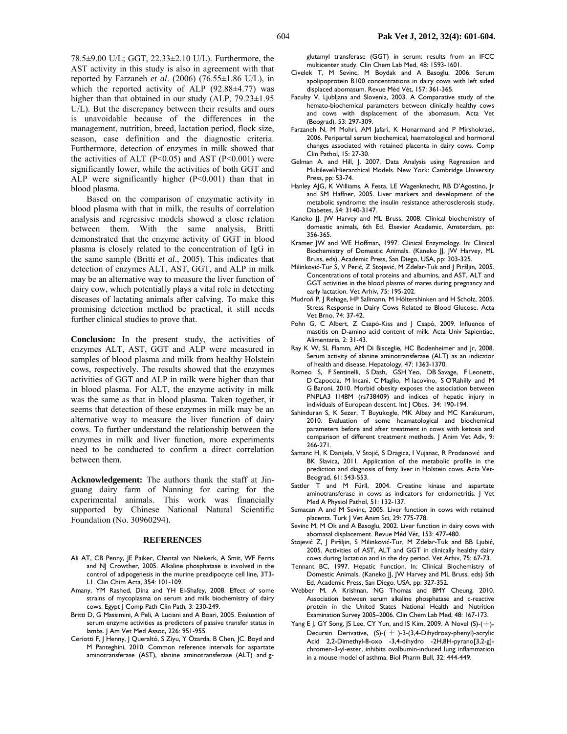78.5±9.00 U/L; GGT, 22.33±2.10 U/L). Furthermore, the AST activity in this study is also in agreement with that reported by Farzaneh *et al*. (2006) (76.55±1.86 U/L), in which the reported activity of ALP (92.88±4.77) was higher than that obtained in our study (ALP, 79.23±1.95 U/L). But the discrepancy between their results and ours is unavoidable because of the differences in the management, nutrition, breed, lactation period, flock size, season, case definition and the diagnostic criteria. Furthermore, detection of enzymes in milk showed that the activities of ALT ($P<0.05$) and AST ($P<0.001$) were significantly lower, while the activities of both GGT and ALP were significantly higher ($P<0.001$) than that in blood plasma.

Based on the comparison of enzymatic activity in blood plasma with that in milk, the results of correlation analysis and regressive models showed a close relation between them. With the same analysis, Britti demonstrated that the enzyme activity of GGT in blood plasma is closely related to the concentration of IgG in the same sample (Britti *et al*., 2005). This indicates that detection of enzymes ALT, AST, GGT, and ALP in milk may be an alternative way to measure the liver function of dairy cow, which potentially plays a vital role in detecting diseases of lactating animals after calving. To make this promising detection method be practical, it still needs further clinical studies to prove that.

**Conclusion:** In the present study, the activities of enzymes ALT, AST, GGT and ALP were measured in samples of blood plasma and milk from healthy Holstein cows, respectively. The results showed that the enzymes activities of GGT and ALP in milk were higher than that in blood plasma. For ALT, the enzyme activity in milk was the same as that in blood plasma. Taken together, it seems that detection of these enzymes in milk may be an alternative way to measure the liver function of dairy cows. To further understand the relationship between the enzymes in milk and liver function, more experiments need to be conducted to confirm a direct correlation between them.

**Acknowledgement:** The authors thank the staff at Jin-guang dairy farm of Nanning for caring for the experimental animals. This work was financially supported by Chinese National Natural Scientific Foundation (No. 30960294).

## REFERENCES

Ali AT, CB Penny, JE Paiker, Chantal van Niekerk, A Smit, WF Ferris and NJ Crowther, 2005. Alkaline phosphatase is involved in the control of adipogenesis in the murine preadipocyte cell line, 3T3-L1. Clin Chim Acta, 354: 101-109.

Amany, YM Rashed, Dina and YH El-Shafey, 2008. Effect of some strains of mycoplasma on serum and milk biochemistry of dairy cows. Egypt J Comp Path Clin Path, 3: 230-249.

Britti D, G Massimini, A Peli, A Luciani and A Boari, 2005. Evaluation of serum enzyme activities as predictors of passive transfer status in lambs. J Am Vet Med Assoc, 226: 951-955.

Ceriotti F, J Henny, J Queraltó, S Ziyu, Y Özarda, B Chen, JC. Boyd and M Panteghini, 2010. Common reference intervals for aspartate aminotransferase (AST), alanine aminotransferase (ALT) and g-glutamyl transferase (GGT) in serum: results from an IFCC multicenter study. Clin Chem Lab Med, 48: 1593-1601.

Civelek T, M Sevinc, M Boydak and A Basoglu, 2006. Serum apolipoprotein B100 concentrations in dairy cows with left sided displaced abomasum. Revue Méd Vét, 157: 361-365.

Faculty V, Ljubljana and Slovenia, 2003. A Comparative study of the hemato-biochemical parameters between clinically healthy cows and cows with displacement of the abomasum. Acta Vet (Beograd), 53: 297-309.

Farzaneh N, M Mohri, AM Jafari, K Honarmand and P Mirshokraei, 2006. Peripartal serum biochemical, haematological and hormonal changes associated with retained placenta in dairy cows. Comp Clin Pathol, 15: 27-30.

Gelman A. and Hill, J. 2007. Data Analysis using Regression and Multilevel/Hierarchical Models. New York: Cambridge University Press, pp: 53-74.

Hanley AJG, K Williams, A Festa, LE Wagenknecht, RB D'Agostino, Jr and SM Haffner, 2005. Liver markers and development of the metabolic syndrome: the insulin resistance atherosclerosis study. Diabetes, 54: 3140-3147.

Kaneko JJ, JW Harvey and ML Bruss, 2008. Clinical biochemistry of domestic animals, 6th Ed. Elsevier Academic, Amsterdam, pp: 356-365.

Kramer JW and WE Hoffman, 1997. Clinical Enzymology. In: Clinical Biochemistry of Domestic Animals. (Kaneko JJ, JW Harvey, ML Bruss, eds). Academic Press, San Diego, USA, pp: 303-325.

Milinković-Tur S, V Perić, Z Stojević, M Zdelar-Tuk and J Piršljin, 2005. Concentrations of total proteins and albumins, and AST, ALT and GGT activities in the blood plasma of mares during pregnancy and early lactation. Vet Arhiv, 75: 195-202.

Mudroň P, J Rehage, HP Sallmann, M Höltershinken and H Scholz, 2005. Stress Response in Dairy Cows Related to Blood Glucose. Acta Vet Brno, 74: 37-42.

Pohn G, C Albert, Z Csapó-Kiss and J Csapó, 2009. Influence of mastitis on D-amino acid content of milk. Acta Univ Sapientiae, Alimentaria, 2: 31-43.

Ray K W, SL Flamm, AM Di Bisceglie, HC Bodenheimer and Jr, 2008. Serum activity of alanine aminotransferase (ALT) as an indicator of health and disease. Hepatology, 47: 1363-1370.

Romeo S, F Sentinelli, S Dash, GSH Yeo, DB Savage, F Leonetti, D Capoccia, M Incani, C Maglio, M Iacovino, S O'Rahilly and M G Baroni, 2010. Morbid obesity exposes the association between PNPLA3 I148M (rs738409) and indices of hepatic injury in individuals of European descent. Int J Obes, 34: 190-194.

Sahinduran S, K Sezer, T Buyukogle, MK Albay and MC Karakurum, 2010. Evaluation of some heamatological and biochemical parameters before and after treatment in cows with ketosis and comparison of different treatment methods. J Anim Vet Adv, 9: 266-271.

Śamanc H, K Danijela, V Stojić, S Dragica, I Vujanac, R Prodanović and BK Slavica, 2011. Application of the metabolic profile in the prediction and diagnosis of fatty liver in Holstein cows. Acta Vet-Beograd, 61: 543-553.

Sattler T and M Fürll, 2004. Creatine kinase and aspartate aminotransferase in cows as indicators for endometritis. J Vet Med A Physiol Pathol, 51: 132-137.

Semacan A and M Sevinc, 2005. Liver function in cows with retained placenta. Turk J Vet Anim Sci, 29: 775-778.

Sevinc M, M Ok and A Basoglu, 2002. Liver function in dairy cows with abomasal displacement. Revue Méd Vét, 153: 477-480.

Stojević Z, J Piršljin, S Milinković-Tur, M Zdelar-Tuk and BB Ljubić, 2005. Activities of AST, ALT and GGT in clinically healthy dairy cows during lactation and in the dry period. Vet Arhiv, 75: 67-73.

Tennant BC, 1997. Hepatic Function. In: Clinical Biochemistry of Domestic Animals. (Kaneko JJ, JW Harvey and ML Bruss, eds) 5th Ed, Academic Press, San Diego, USA, pp: 327-352.

Webber M, A Krishnan, NG Thomas and BMY Cheung, 2010. Association between serum alkaline phosphatase and c-reactive protein in the United States National Health and Nutrition Examination Survey 2005–2006. Clin Chem Lab Med, 48: 167-173.

Yang E J, GY Song, JS Lee, CY Yun, and IS Kim, 2009. A Novel (S)-(+)-Decursin Derivative, (S)-(+)-3-(3,4-Dihydroxy-phenyl)-acrylic Acid 2,2-Dimethyl-8-oxo -3,4-dihydro -2H,8H-pyrano[3,2-g]-chromen-3-yl-ester, inhibits ovalbumin-induced lung inflammation in a mouse model of asthma. Biol Pharm Bull, 32: 444-449.